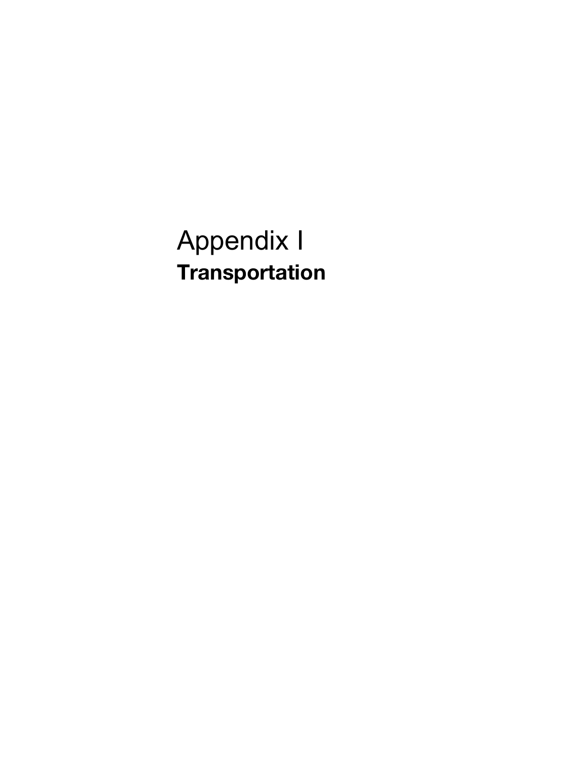# Appendix I

## Transportation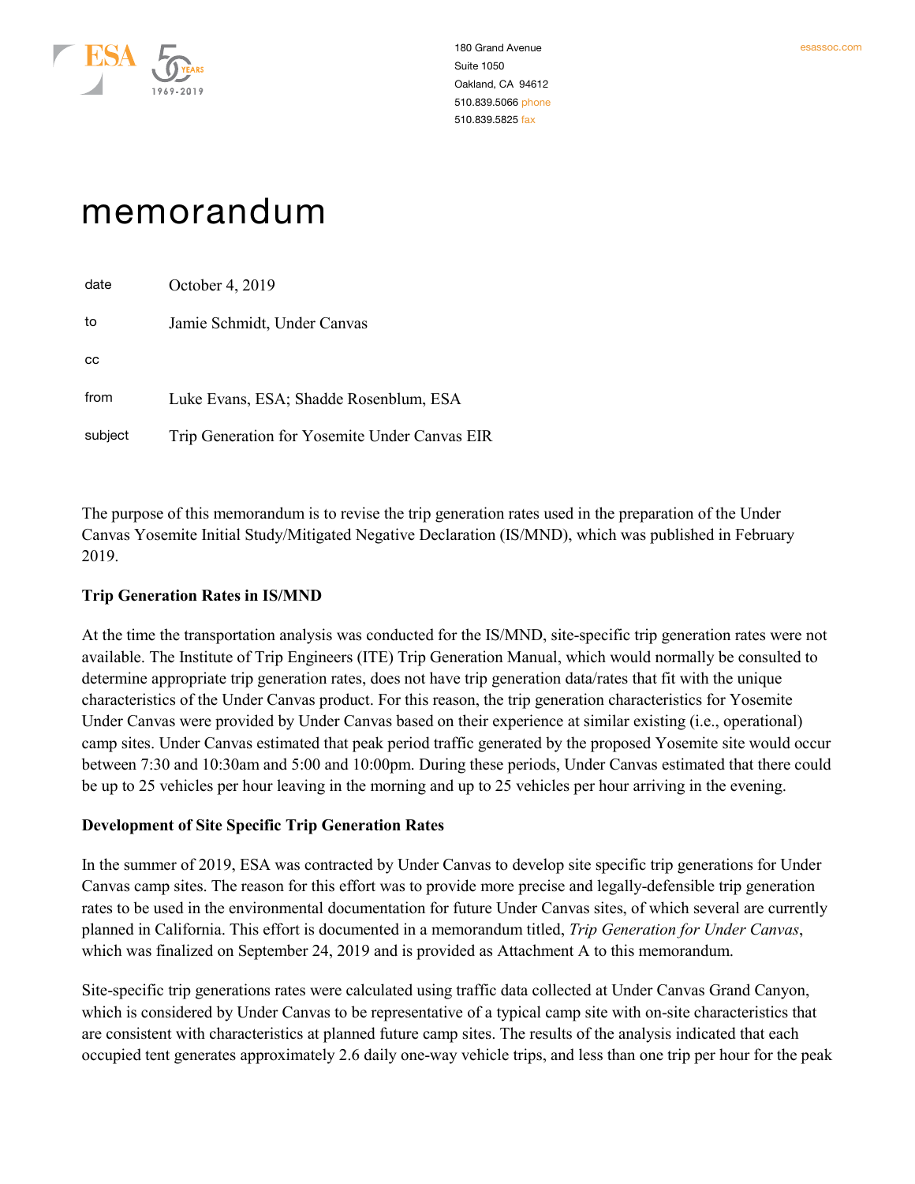180 Grand Avenue
Suite 1050
Oakland, CA 94612
510.839.5066 phone
510.839.5825 fax

esassoc.com

# memorandum

| | |
|---|---|
| date | October 4, 2019 |
| to | Jamie Schmidt, Under Canvas |
| cc | |
| from | Luke Evans, ESA; Shadde Rosenblum, ESA |
| subject | Trip Generation for Yosemite Under Canvas EIR |

The purpose of this memorandum is to revise the trip generation rates used in the preparation of the Under Canvas Yosemite Initial Study/Mitigated Negative Declaration (IS/MND), which was published in February 2019.

**Trip Generation Rates in IS/MND**

At the time the transportation analysis was conducted for the IS/MND, site-specific trip generation rates were not available. The Institute of Trip Engineers (ITE) Trip Generation Manual, which would normally be consulted to determine appropriate trip generation rates, does not have trip generation data/rates that fit with the unique characteristics of the Under Canvas product. For this reason, the trip generation characteristics for Yosemite Under Canvas were provided by Under Canvas based on their experience at similar existing (i.e., operational) camp sites. Under Canvas estimated that peak period traffic generated by the proposed Yosemite site would occur between 7:30 and 10:30am and 5:00 and 10:00pm. During these periods, Under Canvas estimated that there could be up to 25 vehicles per hour leaving in the morning and up to 25 vehicles per hour arriving in the evening.

**Development of Site Specific Trip Generation Rates**

In the summer of 2019, ESA was contracted by Under Canvas to develop site specific trip generations for Under Canvas camp sites. The reason for this effort was to provide more precise and legally-defensible trip generation rates to be used in the environmental documentation for future Under Canvas sites, of which several are currently planned in California. This effort is documented in a memorandum titled, *Trip Generation for Under Canvas*, which was finalized on September 24, 2019 and is provided as Attachment A to this memorandum.

Site-specific trip generations rates were calculated using traffic data collected at Under Canvas Grand Canyon, which is considered by Under Canvas to be representative of a typical camp site with on-site characteristics that are consistent with characteristics at planned future camp sites. The results of the analysis indicated that each occupied tent generates approximately 2.6 daily one-way vehicle trips, and less than one trip per hour for the peak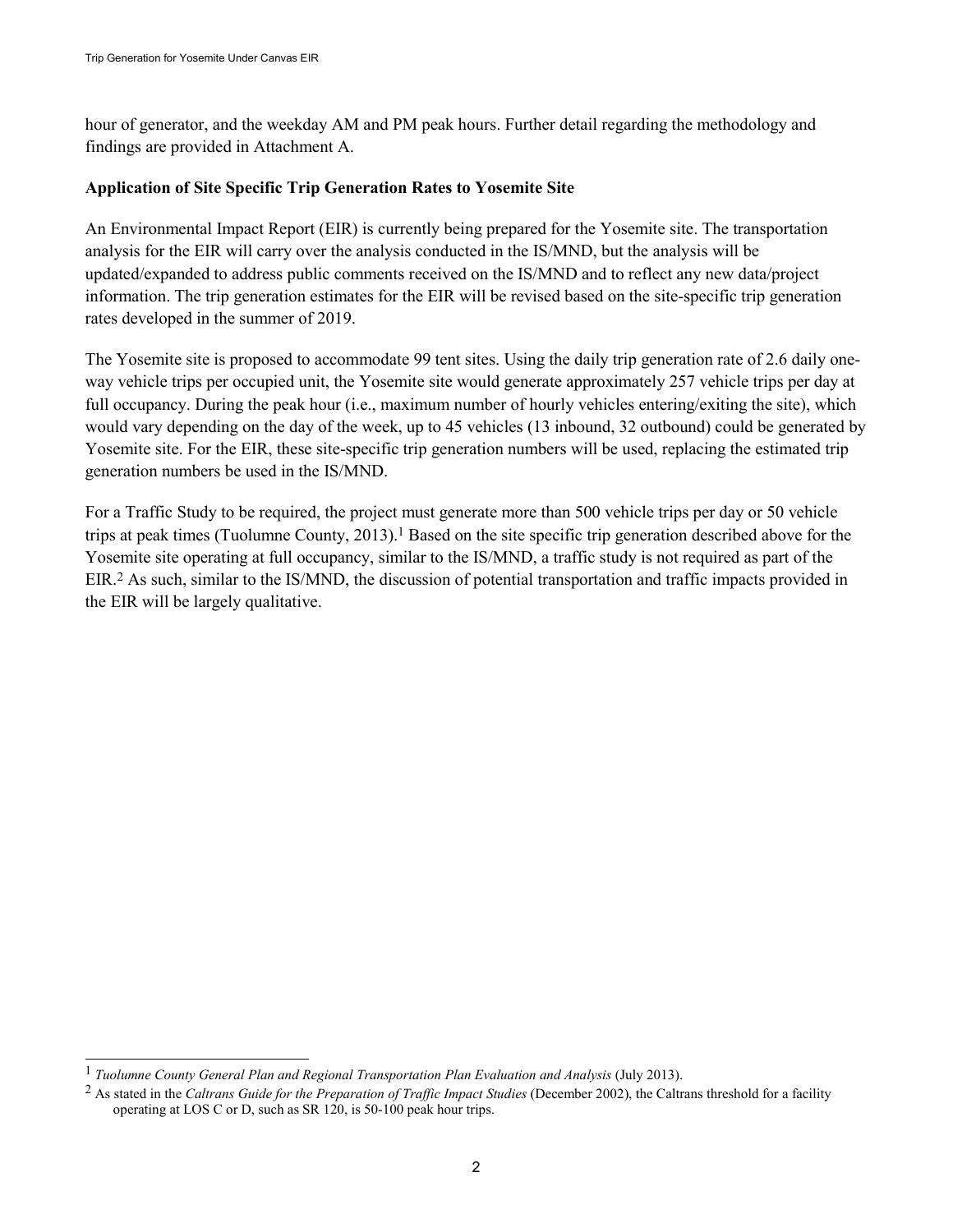hour of generator, and the weekday AM and PM peak hours. Further detail regarding the methodology and findings are provided in Attachment A.

**Application of Site Specific Trip Generation Rates to Yosemite Site**

An Environmental Impact Report (EIR) is currently being prepared for the Yosemite site. The transportation analysis for the EIR will carry over the analysis conducted in the IS/MND, but the analysis will be updated/expanded to address public comments received on the IS/MND and to reflect any new data/project information. The trip generation estimates for the EIR will be revised based on the site-specific trip generation rates developed in the summer of 2019.

The Yosemite site is proposed to accommodate 99 tent sites. Using the daily trip generation rate of 2.6 daily one-way vehicle trips per occupied unit, the Yosemite site would generate approximately 257 vehicle trips per day at full occupancy. During the peak hour (i.e., maximum number of hourly vehicles entering/exiting the site), which would vary depending on the day of the week, up to 45 vehicles (13 inbound, 32 outbound) could be generated by Yosemite site. For the EIR, these site-specific trip generation numbers will be used, replacing the estimated trip generation numbers be used in the IS/MND.

For a Traffic Study to be required, the project must generate more than 500 vehicle trips per day or 50 vehicle trips at peak times (Tuolumne County, 2013).[1] Based on the site specific trip generation described above for the Yosemite site operating at full occupancy, similar to the IS/MND, a traffic study is not required as part of the EIR.[2] As such, similar to the IS/MND, the discussion of potential transportation and traffic impacts provided in the EIR will be largely qualitative.

---

[1] *Tuolumne County General Plan and Regional Transportation Plan Evaluation and Analysis* (July 2013).

[2] As stated in the *Caltrans Guide for the Preparation of Traffic Impact Studies* (December 2002), the Caltrans threshold for a facility operating at LOS C or D, such as SR 120, is 50-100 peak hour trips.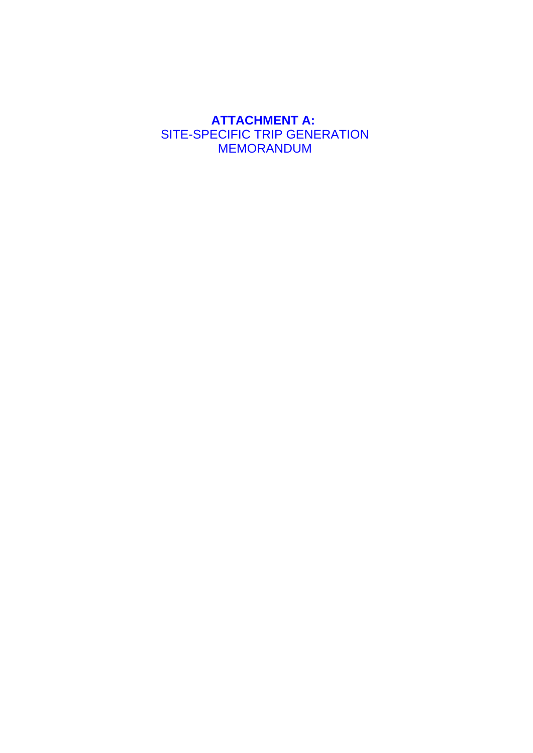# ATTACHMENT A:

SITE-SPECIFIC TRIP GENERATION MEMORANDUM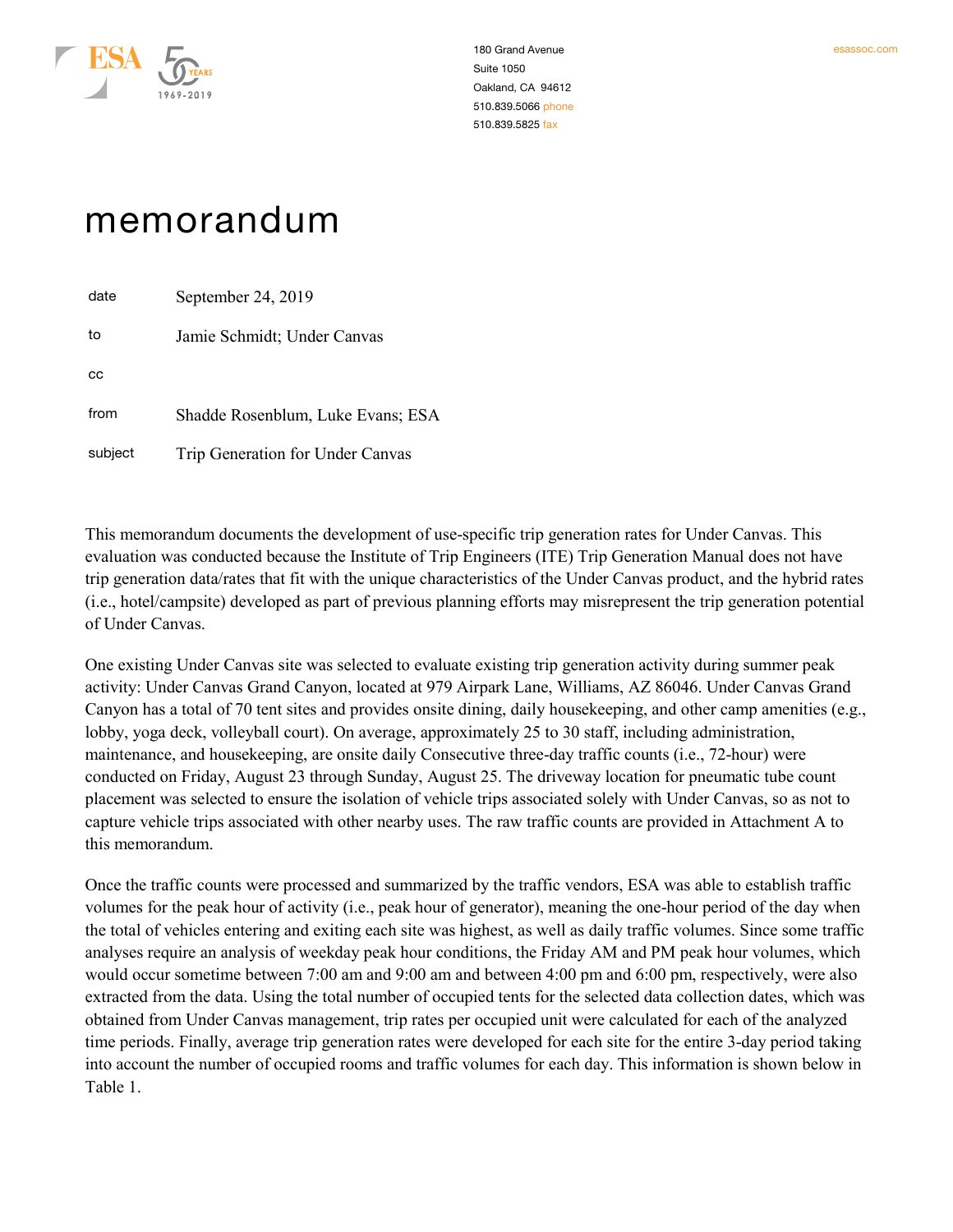180 Grand Avenue
Suite 1050
Oakland, CA 94612
510.839.5066 phone
510.839.5825 fax

esassoc.com

# memorandum

| | |
|---|---|
| date | September 24, 2019 |
| to | Jamie Schmidt; Under Canvas |
| cc | |
| from | Shadde Rosenblum, Luke Evans; ESA |
| subject | Trip Generation for Under Canvas |

This memorandum documents the development of use-specific trip generation rates for Under Canvas. This evaluation was conducted because the Institute of Trip Engineers (ITE) Trip Generation Manual does not have trip generation data/rates that fit with the unique characteristics of the Under Canvas product, and the hybrid rates (i.e., hotel/campsite) developed as part of previous planning efforts may misrepresent the trip generation potential of Under Canvas.

One existing Under Canvas site was selected to evaluate existing trip generation activity during summer peak activity: Under Canvas Grand Canyon, located at 979 Airpark Lane, Williams, AZ 86046. Under Canvas Grand Canyon has a total of 70 tent sites and provides onsite dining, daily housekeeping, and other camp amenities (e.g., lobby, yoga deck, volleyball court). On average, approximately 25 to 30 staff, including administration, maintenance, and housekeeping, are onsite daily Consecutive three-day traffic counts (i.e., 72-hour) were conducted on Friday, August 23 through Sunday, August 25. The driveway location for pneumatic tube count placement was selected to ensure the isolation of vehicle trips associated solely with Under Canvas, so as not to capture vehicle trips associated with other nearby uses. The raw traffic counts are provided in Attachment A to this memorandum.

Once the traffic counts were processed and summarized by the traffic vendors, ESA was able to establish traffic volumes for the peak hour of activity (i.e., peak hour of generator), meaning the one-hour period of the day when the total of vehicles entering and exiting each site was highest, as well as daily traffic volumes. Since some traffic analyses require an analysis of weekday peak hour conditions, the Friday AM and PM peak hour volumes, which would occur sometime between 7:00 am and 9:00 am and between 4:00 pm and 6:00 pm, respectively, were also extracted from the data. Using the total number of occupied tents for the selected data collection dates, which was obtained from Under Canvas management, trip rates per occupied unit were calculated for each of the analyzed time periods. Finally, average trip generation rates were developed for each site for the entire 3-day period taking into account the number of occupied rooms and traffic volumes for each day. This information is shown below in Table 1.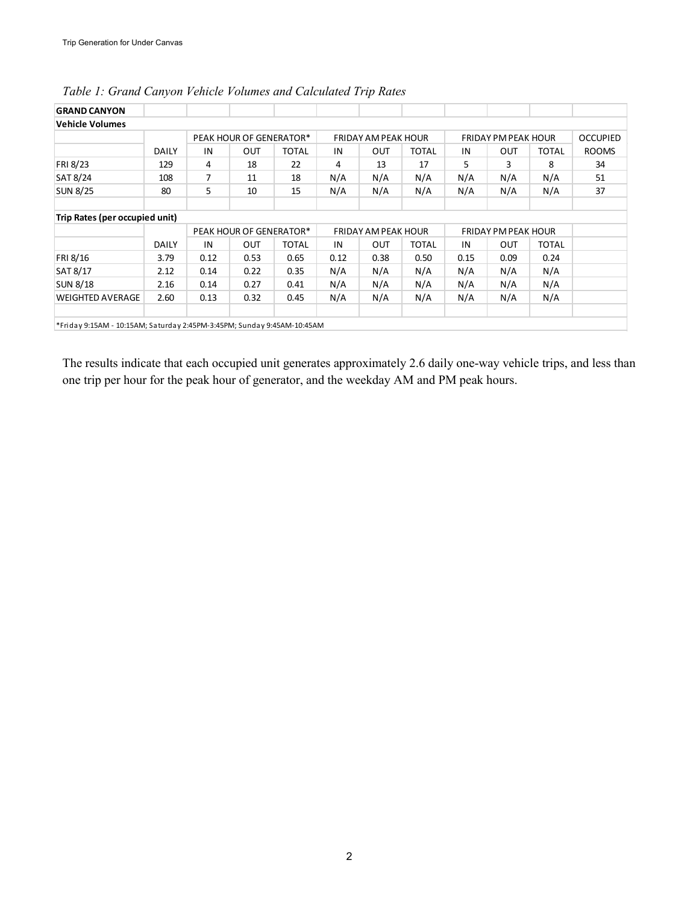*Table 1: Grand Canyon Vehicle Volumes and Calculated Trip Rates*

| GRAND CANYON | | | | | | | | | | | |
|---|---|---|---|---|---|---|---|---|---|---|---|
| **Vehicle Volumes** | | | | | | | | | | | |
| | | PEAK HOUR OF GENERATOR* | | | FRIDAY AM PEAK HOUR | | | FRIDAY PM PEAK HOUR | | | OCCUPIED |
| | DAILY | IN | OUT | TOTAL | IN | OUT | TOTAL | IN | OUT | TOTAL | ROOMS |
| FRI 8/23 | 129 | 4 | 18 | 22 | 4 | 13 | 17 | 5 | 3 | 8 | 34 |
| SAT 8/24 | 108 | 7 | 11 | 18 | N/A | N/A | N/A | N/A | N/A | N/A | 51 |
| SUN 8/25 | 80 | 5 | 10 | 15 | N/A | N/A | N/A | N/A | N/A | N/A | 37 |
| | | | | | | | | | | | |
| **Trip Rates (per occupied unit)** | | | | | | | | | | | |
| | | PEAK HOUR OF GENERATOR* | | | FRIDAY AM PEAK HOUR | | | FRIDAY PM PEAK HOUR | | | |
| | DAILY | IN | OUT | TOTAL | IN | OUT | TOTAL | IN | OUT | TOTAL | |
| FRI 8/16 | 3.79 | 0.12 | 0.53 | 0.65 | 0.12 | 0.38 | 0.50 | 0.15 | 0.09 | 0.24 | |
| SAT 8/17 | 2.12 | 0.14 | 0.22 | 0.35 | N/A | N/A | N/A | N/A | N/A | N/A | |
| SUN 8/18 | 2.16 | 0.14 | 0.27 | 0.41 | N/A | N/A | N/A | N/A | N/A | N/A | |
| WEIGHTED AVERAGE | 2.60 | 0.13 | 0.32 | 0.45 | N/A | N/A | N/A | N/A | N/A | N/A | |

*Friday 9:15AM - 10:15AM; Saturday 2:45PM-3:45PM; Sunday 9:45AM-10:45AM

The results indicate that each occupied unit generates approximately 2.6 daily one-way vehicle trips, and less than one trip per hour for the peak hour of generator, and the weekday AM and PM peak hours.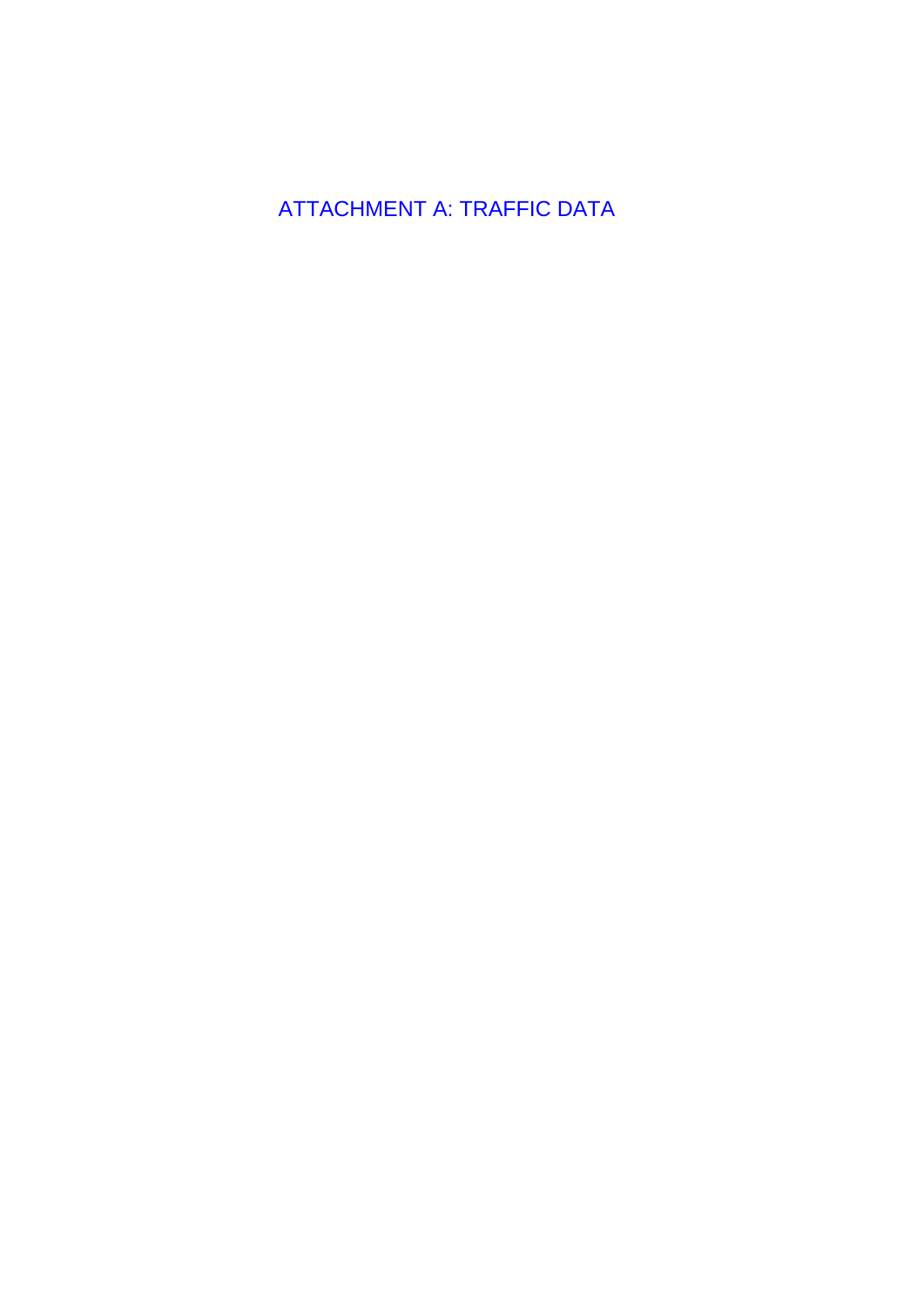# ATTACHMENT A: TRAFFIC DATA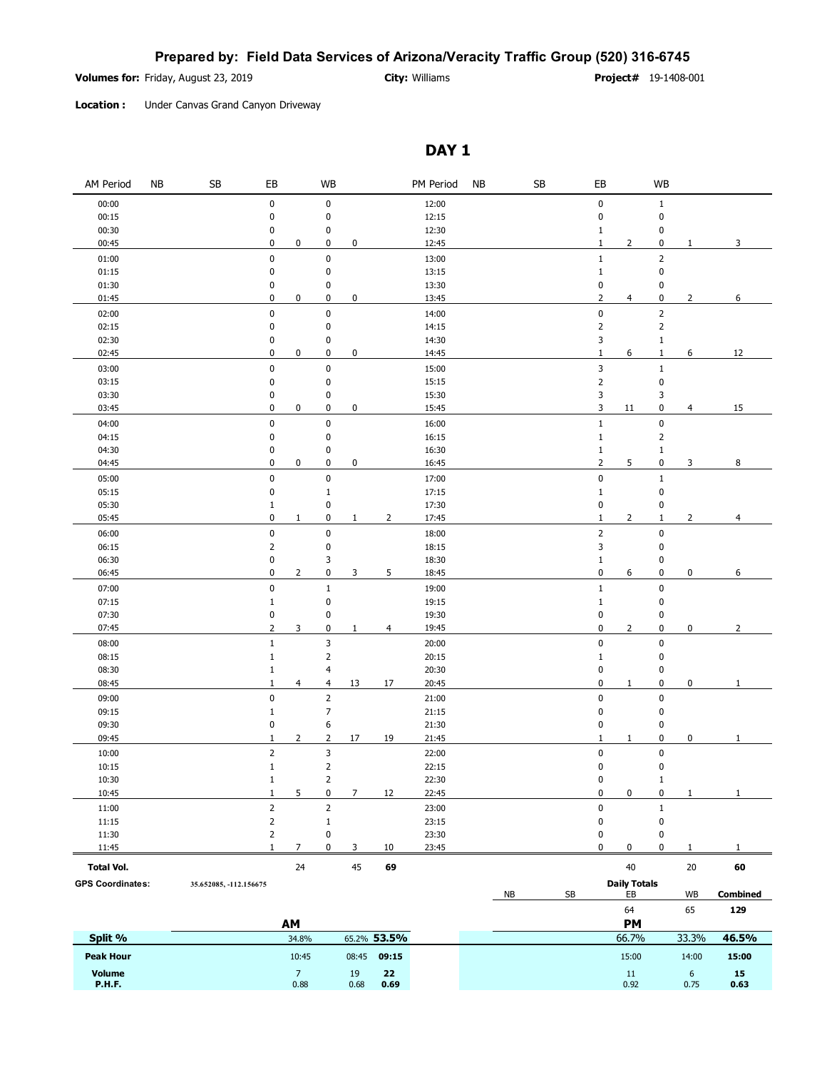**Prepared by: Field Data Services of Arizona/Veracity Traffic Group (520) 316-6745**

**Volumes for:** Friday, August 23, 2019 **City:** Williams **Project#** 19-1408-001

**Location :** Under Canvas Grand Canyon Driveway

## DAY 1

| AM Period | NB | SB | EB | | WB | | | PM Period | NB | SB | EB | | WB | | |
|---|---|---|---|---|---|---|---|---|---|---|---|---|---|---|---|
| 00:00 | | | 0 | | 0 | | | 12:00 | | | 0 | | 1 | | |
| 00:15 | | | 0 | | 0 | | | 12:15 | | | 0 | | 0 | | |
| 00:30 | | | 0 | | 0 | | | 12:30 | | | 1 | | 0 | | |
| 00:45 | | | 0 | 0 | 0 | 0 | | 12:45 | | | 1 | 2 | 0 | 1 | 3 |
| 01:00 | | | 0 | | 0 | | | 13:00 | | | 1 | | 2 | | |
| 01:15 | | | 0 | | 0 | | | 13:15 | | | 1 | | 0 | | |
| 01:30 | | | 0 | | 0 | | | 13:30 | | | 0 | | 0 | | |
| 01:45 | | | 0 | 0 | 0 | 0 | | 13:45 | | | 2 | 4 | 0 | 2 | 6 |
| 02:00 | | | 0 | | 0 | | | 14:00 | | | 0 | | 2 | | |
| 02:15 | | | 0 | | 0 | | | 14:15 | | | 2 | | 2 | | |
| 02:30 | | | 0 | | 0 | | | 14:30 | | | 3 | | 1 | | |
| 02:45 | | | 0 | 0 | 0 | 0 | | 14:45 | | | 1 | 6 | 1 | 6 | 12 |
| 03:00 | | | 0 | | 0 | | | 15:00 | | | 3 | | 1 | | |
| 03:15 | | | 0 | | 0 | | | 15:15 | | | 2 | | 0 | | |
| 03:30 | | | 0 | | 0 | | | 15:30 | | | 3 | | 3 | | |
| 03:45 | | | 0 | 0 | 0 | 0 | | 15:45 | | | 3 | 11 | 0 | 4 | 15 |
| 04:00 | | | 0 | | 0 | | | 16:00 | | | 1 | | 0 | | |
| 04:15 | | | 0 | | 0 | | | 16:15 | | | 1 | | 2 | | |
| 04:30 | | | 0 | | 0 | | | 16:30 | | | 1 | | 1 | | |
| 04:45 | | | 0 | 0 | 0 | 0 | | 16:45 | | | 2 | 5 | 0 | 3 | 8 |
| 05:00 | | | 0 | | 0 | | | 17:00 | | | 0 | | 1 | | |
| 05:15 | | | 0 | | 1 | | | 17:15 | | | 1 | | 0 | | |
| 05:30 | | | 1 | | 0 | | | 17:30 | | | 0 | | 0 | | |
| 05:45 | | | 0 | 1 | 0 | 1 | 2 | 17:45 | | | 1 | 2 | 1 | 2 | 4 |
| 06:00 | | | 0 | | 0 | | | 18:00 | | | 2 | | 0 | | |
| 06:15 | | | 2 | | 0 | | | 18:15 | | | 3 | | 0 | | |
| 06:30 | | | 0 | | 3 | | | 18:30 | | | 1 | | 0 | | |
| 06:45 | | | 0 | 2 | 0 | 3 | 5 | 18:45 | | | 0 | 6 | 0 | 0 | 6 |
| 07:00 | | | 0 | | 1 | | | 19:00 | | | 1 | | 0 | | |
| 07:15 | | | 1 | | 0 | | | 19:15 | | | 1 | | 0 | | |
| 07:30 | | | 0 | | 0 | | | 19:30 | | | 0 | | 0 | | |
| 07:45 | | | 2 | 3 | 0 | 1 | 4 | 19:45 | | | 0 | 2 | 0 | 0 | 2 |
| 08:00 | | | 1 | | 3 | | | 20:00 | | | 0 | | 0 | | |
| 08:15 | | | 1 | | 2 | | | 20:15 | | | 1 | | 0 | | |
| 08:30 | | | 1 | | 4 | | | 20:30 | | | 0 | | 0 | | |
| 08:45 | | | 1 | 4 | 4 | 13 | 17 | 20:45 | | | 0 | 1 | 0 | 0 | 1 |
| 09:00 | | | 0 | | 2 | | | 21:00 | | | 0 | | 0 | | |
| 09:15 | | | 1 | | 7 | | | 21:15 | | | 0 | | 0 | | |
| 09:30 | | | 0 | | 6 | | | 21:30 | | | 0 | | 0 | | |
| 09:45 | | | 1 | 2 | 2 | 17 | 19 | 21:45 | | | 1 | 1 | 0 | 0 | 1 |
| 10:00 | | | 2 | | 3 | | | 22:00 | | | 0 | | 0 | | |
| 10:15 | | | 1 | | 2 | | | 22:15 | | | 0 | | 0 | | |
| 10:30 | | | 1 | | 2 | | | 22:30 | | | 0 | | 1 | | |
| 10:45 | | | 1 | 5 | 0 | 7 | 12 | 22:45 | | | 0 | 0 | 0 | 1 | 1 |
| 11:00 | | | 2 | | 2 | | | 23:00 | | | 0 | | 1 | | |
| 11:15 | | | 2 | | 1 | | | 23:15 | | | 0 | | 0 | | |
| 11:30 | | | 2 | | 0 | | | 23:30 | | | 0 | | 0 | | |
| 11:45 | | | 1 | 7 | 0 | 3 | 10 | 23:45 | | | 0 | 0 | 0 | 1 | 1 |
| **Total Vol.** | | | | 24 | | 45 | **69** | | | | | 40 | | 20 | **60** |

**GPS Coordinates:** 35.652085, -112.156675

**Daily Totals**

| NB | SB | EB | WB | Combined |
|---|---|---|---|---|
| | | 64 | 65 | **129** |

| | AM EB | AM WB | AM Combined | PM EB | PM WB | PM Combined |
|---|---|---|---|---|---|---|
| **Split %** | 34.8% | 65.2% | **53.5%** | 66.7% | 33.3% | **46.5%** |
| **Peak Hour** | 10:45 | 08:45 | **09:15** | 15:00 | 14:00 | **15:00** |
| **Volume** | 7 | 19 | **22** | 11 | 6 | **15** |
| **P.H.F.** | 0.88 | 0.68 | **0.69** | 0.92 | 0.75 | **0.63** |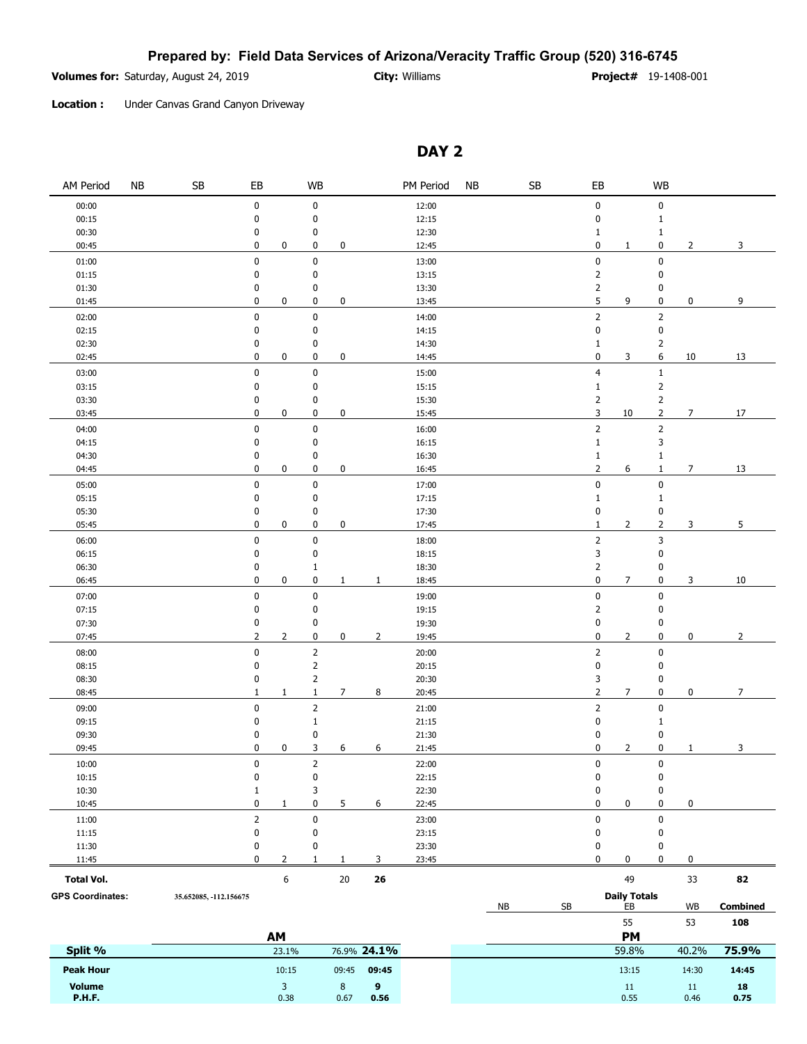**Prepared by: Field Data Services of Arizona/Veracity Traffic Group (520) 316-6745**

**Volumes for:** Saturday, August 24, 2019 **City:** Williams **Project#** 19-1408-001

**Location :** Under Canvas Grand Canyon Driveway

## DAY 2

| AM Period | NB | SB | EB | | WB | | | PM Period | NB | SB | EB | | WB | | |
|---|---|---|---|---|---|---|---|---|---|---|---|---|---|---|---|
| 00:00 | | | 0 | | 0 | | | 12:00 | | | 0 | | 0 | | |
| 00:15 | | | 0 | | 0 | | | 12:15 | | | 0 | | 1 | | |
| 00:30 | | | 0 | | 0 | | | 12:30 | | | 1 | | 1 | | |
| 00:45 | | | 0 | 0 | 0 | 0 | | 12:45 | | | 0 | 1 | 0 | 2 | 3 |
| 01:00 | | | 0 | | 0 | | | 13:00 | | | 0 | | 0 | | |
| 01:15 | | | 0 | | 0 | | | 13:15 | | | 2 | | 0 | | |
| 01:30 | | | 0 | | 0 | | | 13:30 | | | 2 | | 0 | | |
| 01:45 | | | 0 | 0 | 0 | 0 | | 13:45 | | | 5 | 9 | 0 | 0 | 9 |
| 02:00 | | | 0 | | 0 | | | 14:00 | | | 2 | | 2 | | |
| 02:15 | | | 0 | | 0 | | | 14:15 | | | 0 | | 0 | | |
| 02:30 | | | 0 | | 0 | | | 14:30 | | | 1 | | 2 | | |
| 02:45 | | | 0 | 0 | 0 | 0 | | 14:45 | | | 0 | 3 | 6 | 10 | 13 |
| 03:00 | | | 0 | | 0 | | | 15:00 | | | 4 | | 1 | | |
| 03:15 | | | 0 | | 0 | | | 15:15 | | | 1 | | 2 | | |
| 03:30 | | | 0 | | 0 | | | 15:30 | | | 2 | | 2 | | |
| 03:45 | | | 0 | 0 | 0 | 0 | | 15:45 | | | 3 | 10 | 2 | 7 | 17 |
| 04:00 | | | 0 | | 0 | | | 16:00 | | | 2 | | 2 | | |
| 04:15 | | | 0 | | 0 | | | 16:15 | | | 1 | | 3 | | |
| 04:30 | | | 0 | | 0 | | | 16:30 | | | 1 | | 1 | | |
| 04:45 | | | 0 | 0 | 0 | 0 | | 16:45 | | | 2 | 6 | 1 | 7 | 13 |
| 05:00 | | | 0 | | 0 | | | 17:00 | | | 0 | | 0 | | |
| 05:15 | | | 0 | | 0 | | | 17:15 | | | 1 | | 1 | | |
| 05:30 | | | 0 | | 0 | | | 17:30 | | | 0 | | 0 | | |
| 05:45 | | | 0 | 0 | 0 | 0 | | 17:45 | | | 1 | 2 | 2 | 3 | 5 |
| 06:00 | | | 0 | | 0 | | | 18:00 | | | 2 | | 3 | | |
| 06:15 | | | 0 | | 0 | | | 18:15 | | | 3 | | 0 | | |
| 06:30 | | | 0 | | 1 | | | 18:30 | | | 2 | | 0 | | |
| 06:45 | | | 0 | 0 | 0 | 1 | 1 | 18:45 | | | 0 | 7 | 0 | 3 | 10 |
| 07:00 | | | 0 | | 0 | | | 19:00 | | | 0 | | 0 | | |
| 07:15 | | | 0 | | 0 | | | 19:15 | | | 2 | | 0 | | |
| 07:30 | | | 0 | | 0 | | | 19:30 | | | 0 | | 0 | | |
| 07:45 | | | 2 | 2 | 0 | 0 | 2 | 19:45 | | | 0 | 2 | 0 | 0 | 2 |
| 08:00 | | | 0 | | 2 | | | 20:00 | | | 2 | | 0 | | |
| 08:15 | | | 0 | | 2 | | | 20:15 | | | 0 | | 0 | | |
| 08:30 | | | 0 | | 2 | | | 20:30 | | | 3 | | 0 | | |
| 08:45 | | | 1 | 1 | 1 | 7 | 8 | 20:45 | | | 2 | 7 | 0 | 0 | 7 |
| 09:00 | | | 0 | | 2 | | | 21:00 | | | 2 | | 0 | | |
| 09:15 | | | 0 | | 1 | | | 21:15 | | | 0 | | 1 | | |
| 09:30 | | | 0 | | 0 | | | 21:30 | | | 0 | | 0 | | |
| 09:45 | | | 0 | 0 | 3 | 6 | 6 | 21:45 | | | 0 | 2 | 0 | 1 | 3 |
| 10:00 | | | 0 | | 2 | | | 22:00 | | | 0 | | 0 | | |
| 10:15 | | | 0 | | 0 | | | 22:15 | | | 0 | | 0 | | |
| 10:30 | | | 1 | | 3 | | | 22:30 | | | 0 | | 0 | | |
| 10:45 | | | 0 | 1 | 0 | 5 | 6 | 22:45 | | | 0 | 0 | 0 | 0 | |
| 11:00 | | | 2 | | 0 | | | 23:00 | | | 0 | | 0 | | |
| 11:15 | | | 0 | | 0 | | | 23:15 | | | 0 | | 0 | | |
| 11:30 | | | 0 | | 0 | | | 23:30 | | | 0 | | 0 | | |
| 11:45 | | | 0 | 2 | 1 | 1 | 3 | 23:45 | | | 0 | 0 | 0 | 0 | |
| **Total Vol.** | | | | 6 | | 20 | **26** | | | | | 49 | | 33 | **82** |

**GPS Coordinates:** 35.652085, -112.156675

| | NB | SB | EB | WB | Combined |
|---|---|---|---|---|---|
| **Daily Totals** | | | 55 | 53 | **108** |

| | AM EB | AM WB | AM Total | PM EB | PM WB | PM Total |
|---|---|---|---|---|---|---|
| **Split %** | 23.1% | 76.9% | **24.1%** | 59.8% | 40.2% | **75.9%** |
| **Peak Hour** | 10:15 | 09:45 | **09:45** | 13:15 | 14:30 | **14:45** |
| **Volume** | 3 | 8 | **9** | 11 | 11 | **18** |
| **P.H.F.** | 0.38 | 0.67 | **0.56** | 0.55 | 0.46 | **0.75** |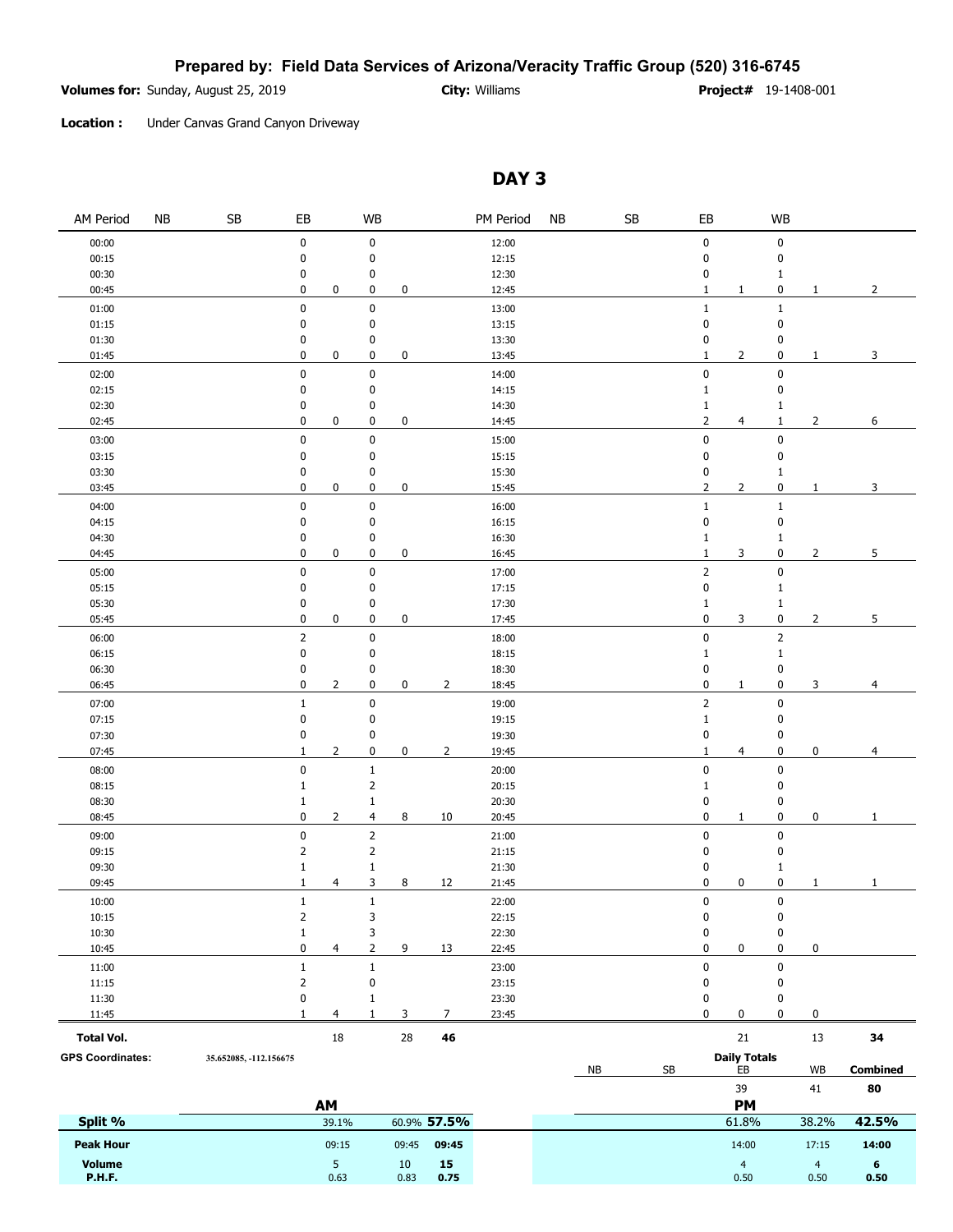**Prepared by: Field Data Services of Arizona/Veracity Traffic Group (520) 316-6745**

**Volumes for:** Sunday, August 25, 2019 **City:** Williams **Project#** 19-1408-001

**Location :** Under Canvas Grand Canyon Driveway

## DAY 3

| AM Period | NB | SB | EB | | WB | | | PM Period | NB | SB | EB | | WB | | |
|---|---|---|---|---|---|---|---|---|---|---|---|---|---|---|---|
| 00:00 | | | 0 | | 0 | | | 12:00 | | | 0 | | 0 | | |
| 00:15 | | | 0 | | 0 | | | 12:15 | | | 0 | | 0 | | |
| 00:30 | | | 0 | | 0 | | | 12:30 | | | 0 | | 1 | | |
| 00:45 | | | 0 | 0 | 0 | 0 | | 12:45 | | | 1 | 1 | 0 | 1 | 2 |
| 01:00 | | | 0 | | 0 | | | 13:00 | | | 1 | | 1 | | |
| 01:15 | | | 0 | | 0 | | | 13:15 | | | 0 | | 0 | | |
| 01:30 | | | 0 | | 0 | | | 13:30 | | | 0 | | 0 | | |
| 01:45 | | | 0 | 0 | 0 | 0 | | 13:45 | | | 1 | 2 | 0 | 1 | 3 |
| 02:00 | | | 0 | | 0 | | | 14:00 | | | 0 | | 0 | | |
| 02:15 | | | 0 | | 0 | | | 14:15 | | | 1 | | 0 | | |
| 02:30 | | | 0 | | 0 | | | 14:30 | | | 1 | | 1 | | |
| 02:45 | | | 0 | 0 | 0 | 0 | | 14:45 | | | 2 | 4 | 1 | 2 | 6 |
| 03:00 | | | 0 | | 0 | | | 15:00 | | | 0 | | 0 | | |
| 03:15 | | | 0 | | 0 | | | 15:15 | | | 0 | | 0 | | |
| 03:30 | | | 0 | | 0 | | | 15:30 | | | 0 | | 1 | | |
| 03:45 | | | 0 | 0 | 0 | 0 | | 15:45 | | | 2 | 2 | 0 | 1 | 3 |
| 04:00 | | | 0 | | 0 | | | 16:00 | | | 1 | | 1 | | |
| 04:15 | | | 0 | | 0 | | | 16:15 | | | 0 | | 0 | | |
| 04:30 | | | 0 | | 0 | | | 16:30 | | | 1 | | 1 | | |
| 04:45 | | | 0 | 0 | 0 | 0 | | 16:45 | | | 1 | 3 | 0 | 2 | 5 |
| 05:00 | | | 0 | | 0 | | | 17:00 | | | 2 | | 0 | | |
| 05:15 | | | 0 | | 0 | | | 17:15 | | | 0 | | 1 | | |
| 05:30 | | | 0 | | 0 | | | 17:30 | | | 1 | | 1 | | |
| 05:45 | | | 0 | 0 | 0 | 0 | | 17:45 | | | 0 | 3 | 0 | 2 | 5 |
| 06:00 | | | 2 | | 0 | | | 18:00 | | | 0 | | 2 | | |
| 06:15 | | | 0 | | 0 | | | 18:15 | | | 1 | | 1 | | |
| 06:30 | | | 0 | | 0 | | | 18:30 | | | 0 | | 0 | | |
| 06:45 | | | 0 | 2 | 0 | 0 | 2 | 18:45 | | | 0 | 1 | 0 | 3 | 4 |
| 07:00 | | | 1 | | 0 | | | 19:00 | | | 2 | | 0 | | |
| 07:15 | | | 0 | | 0 | | | 19:15 | | | 1 | | 0 | | |
| 07:30 | | | 0 | | 0 | | | 19:30 | | | 0 | | 0 | | |
| 07:45 | | | 1 | 2 | 0 | 0 | 2 | 19:45 | | | 1 | 4 | 0 | 0 | 4 |
| 08:00 | | | 0 | | 1 | | | 20:00 | | | 0 | | 0 | | |
| 08:15 | | | 1 | | 2 | | | 20:15 | | | 1 | | 0 | | |
| 08:30 | | | 1 | | 1 | | | 20:30 | | | 0 | | 0 | | |
| 08:45 | | | 0 | 2 | 4 | 8 | 10 | 20:45 | | | 0 | 1 | 0 | 0 | 1 |
| 09:00 | | | 0 | | 2 | | | 21:00 | | | 0 | | 0 | | |
| 09:15 | | | 2 | | 2 | | | 21:15 | | | 0 | | 0 | | |
| 09:30 | | | 1 | | 1 | | | 21:30 | | | 0 | | 1 | | |
| 09:45 | | | 1 | 4 | 3 | 8 | 12 | 21:45 | | | 0 | 0 | 0 | 1 | 1 |
| 10:00 | | | 1 | | 1 | | | 22:00 | | | 0 | | 0 | | |
| 10:15 | | | 2 | | 3 | | | 22:15 | | | 0 | | 0 | | |
| 10:30 | | | 1 | | 3 | | | 22:30 | | | 0 | | 0 | | |
| 10:45 | | | 0 | 4 | 2 | 9 | 13 | 22:45 | | | 0 | 0 | 0 | 0 | |
| 11:00 | | | 1 | | 1 | | | 23:00 | | | 0 | | 0 | | |
| 11:15 | | | 2 | | 0 | | | 23:15 | | | 0 | | 0 | | |
| 11:30 | | | 0 | | 1 | | | 23:30 | | | 0 | | 0 | | |
| 11:45 | | | 1 | 4 | 1 | 3 | 7 | 23:45 | | | 0 | 0 | 0 | 0 | |
| **Total Vol.** | | | | 18 | | 28 | **46** | | | | | 21 | | 13 | **34** |

**GPS Coordinates:** 35.652085, -112.156675

**Daily Totals**

| NB | SB | EB | WB | Combined |
|---|---|---|---|---|
| | | 39 | 41 | **80** |

| | AM EB | AM WB | AM Combined | PM EB | PM WB | PM Combined |
|---|---|---|---|---|---|---|
| **Split %** | 39.1% | 60.9% | **57.5%** | 61.8% | 38.2% | **42.5%** |
| **Peak Hour** | 09:15 | 09:45 | **09:45** | 14:00 | 17:15 | **14:00** |
| **Volume** | 5 | 10 | **15** | 4 | 4 | **6** |
| **P.H.F.** | 0.63 | 0.83 | **0.75** | 0.50 | 0.50 | **0.50** |